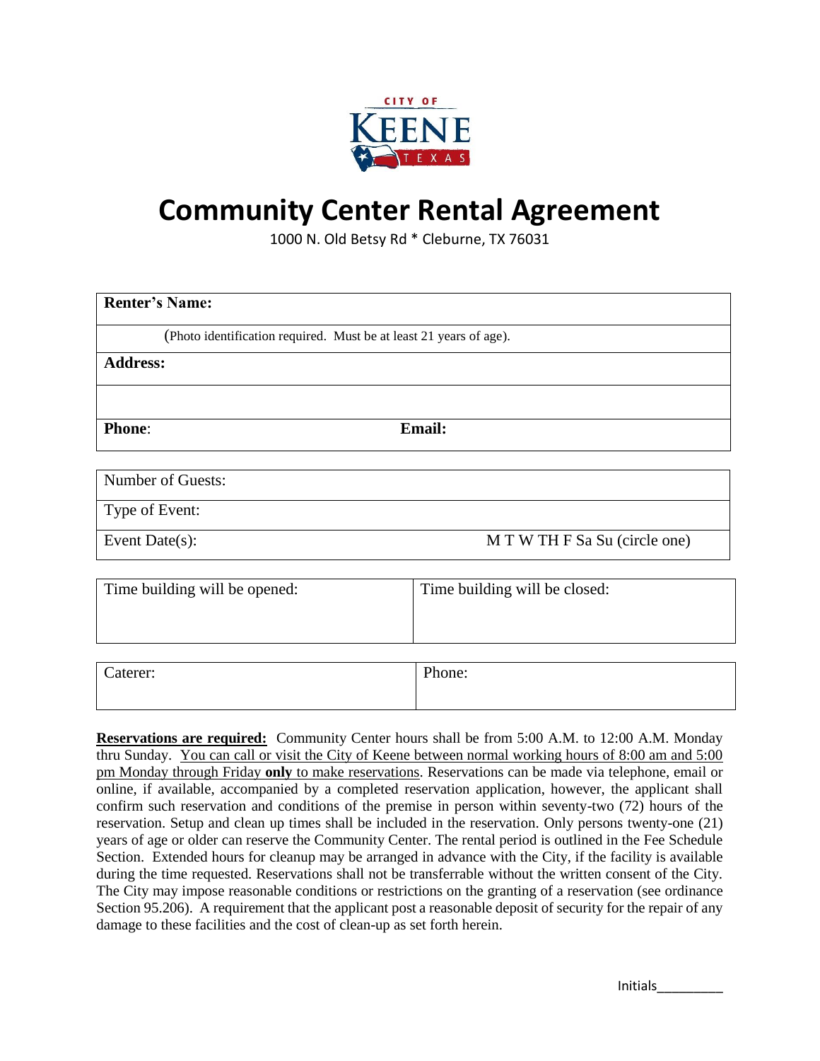CITY OF KEENE TEXAS

# Community Center Rental Agreement

1000 N. Old Betsy Rd * Cleburne, TX 76031

| **Renter's Name:** | |
|---|---|
| (Photo identification required. Must be at least 21 years of age). | |
| **Address:** | |
| | |
| **Phone**: | **Email:** |

| Number of Guests: | |
|---|---|
| Type of Event: | |
| Event Date(s): | M T W TH F Sa Su (circle one) |

| Time building will be opened: | Time building will be closed: |
|---|---|
| | |

| Caterer: | Phone: |
|---|---|
| | |

**Reservations are required:** Community Center hours shall be from 5:00 A.M. to 12:00 A.M. Monday thru Sunday. You can call or visit the City of Keene between normal working hours of 8:00 am and 5:00 pm Monday through Friday **only** to make reservations. Reservations can be made via telephone, email or online, if available, accompanied by a completed reservation application, however, the applicant shall confirm such reservation and conditions of the premise in person within seventy-two (72) hours of the reservation. Setup and clean up times shall be included in the reservation. Only persons twenty-one (21) years of age or older can reserve the Community Center. The rental period is outlined in the Fee Schedule Section. Extended hours for cleanup may be arranged in advance with the City, if the facility is available during the time requested. Reservations shall not be transferrable without the written consent of the City. The City may impose reasonable conditions or restrictions on the granting of a reservation (see ordinance Section 95.206). A requirement that the applicant post a reasonable deposit of security for the repair of any damage to these facilities and the cost of clean-up as set forth herein.

Initials_________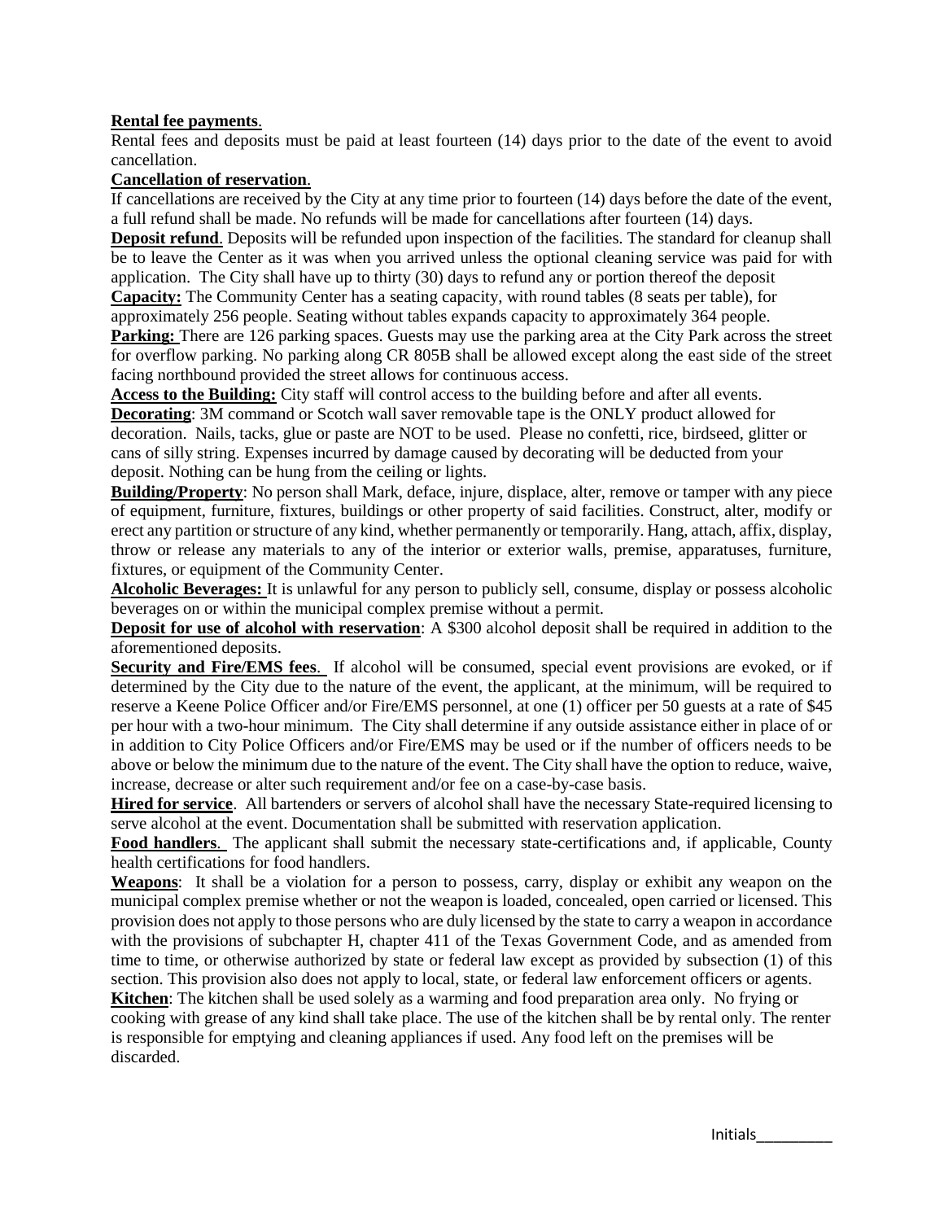**Rental fee payments**.

Rental fees and deposits must be paid at least fourteen (14) days prior to the date of the event to avoid cancellation.

**Cancellation of reservation**.

If cancellations are received by the City at any time prior to fourteen (14) days before the date of the event, a full refund shall be made. No refunds will be made for cancellations after fourteen (14) days.

**Deposit refund**. Deposits will be refunded upon inspection of the facilities. The standard for cleanup shall be to leave the Center as it was when you arrived unless the optional cleaning service was paid for with application. The City shall have up to thirty (30) days to refund any or portion thereof the deposit

**Capacity:** The Community Center has a seating capacity, with round tables (8 seats per table), for approximately 256 people. Seating without tables expands capacity to approximately 364 people.

**Parking:** There are 126 parking spaces. Guests may use the parking area at the City Park across the street for overflow parking. No parking along CR 805B shall be allowed except along the east side of the street facing northbound provided the street allows for continuous access.

**Access to the Building:** City staff will control access to the building before and after all events.

**Decorating**: 3M command or Scotch wall saver removable tape is the ONLY product allowed for decoration. Nails, tacks, glue or paste are NOT to be used. Please no confetti, rice, birdseed, glitter or cans of silly string. Expenses incurred by damage caused by decorating will be deducted from your deposit. Nothing can be hung from the ceiling or lights.

**Building/Property**: No person shall Mark, deface, injure, displace, alter, remove or tamper with any piece of equipment, furniture, fixtures, buildings or other property of said facilities. Construct, alter, modify or erect any partition or structure of any kind, whether permanently or temporarily. Hang, attach, affix, display, throw or release any materials to any of the interior or exterior walls, premise, apparatuses, furniture, fixtures, or equipment of the Community Center.

**Alcoholic Beverages:** It is unlawful for any person to publicly sell, consume, display or possess alcoholic beverages on or within the municipal complex premise without a permit.

**Deposit for use of alcohol with reservation**: A $300 alcohol deposit shall be required in addition to the aforementioned deposits.

**Security and Fire/EMS fees**. If alcohol will be consumed, special event provisions are evoked, or if determined by the City due to the nature of the event, the applicant, at the minimum, will be required to reserve a Keene Police Officer and/or Fire/EMS personnel, at one (1) officer per 50 guests at a rate of $45 per hour with a two-hour minimum. The City shall determine if any outside assistance either in place of or in addition to City Police Officers and/or Fire/EMS may be used or if the number of officers needs to be above or below the minimum due to the nature of the event. The City shall have the option to reduce, waive, increase, decrease or alter such requirement and/or fee on a case-by-case basis.

**Hired for service**. All bartenders or servers of alcohol shall have the necessary State-required licensing to serve alcohol at the event. Documentation shall be submitted with reservation application.

**Food handlers**. The applicant shall submit the necessary state-certifications and, if applicable, County health certifications for food handlers.

**Weapons**: It shall be a violation for a person to possess, carry, display or exhibit any weapon on the municipal complex premise whether or not the weapon is loaded, concealed, open carried or licensed. This provision does not apply to those persons who are duly licensed by the state to carry a weapon in accordance with the provisions of subchapter H, chapter 411 of the Texas Government Code, and as amended from time to time, or otherwise authorized by state or federal law except as provided by subsection (1) of this section. This provision also does not apply to local, state, or federal law enforcement officers or agents.

**Kitchen**: The kitchen shall be used solely as a warming and food preparation area only. No frying or cooking with grease of any kind shall take place. The use of the kitchen shall be by rental only. The renter is responsible for emptying and cleaning appliances if used. Any food left on the premises will be discarded.

Initials_________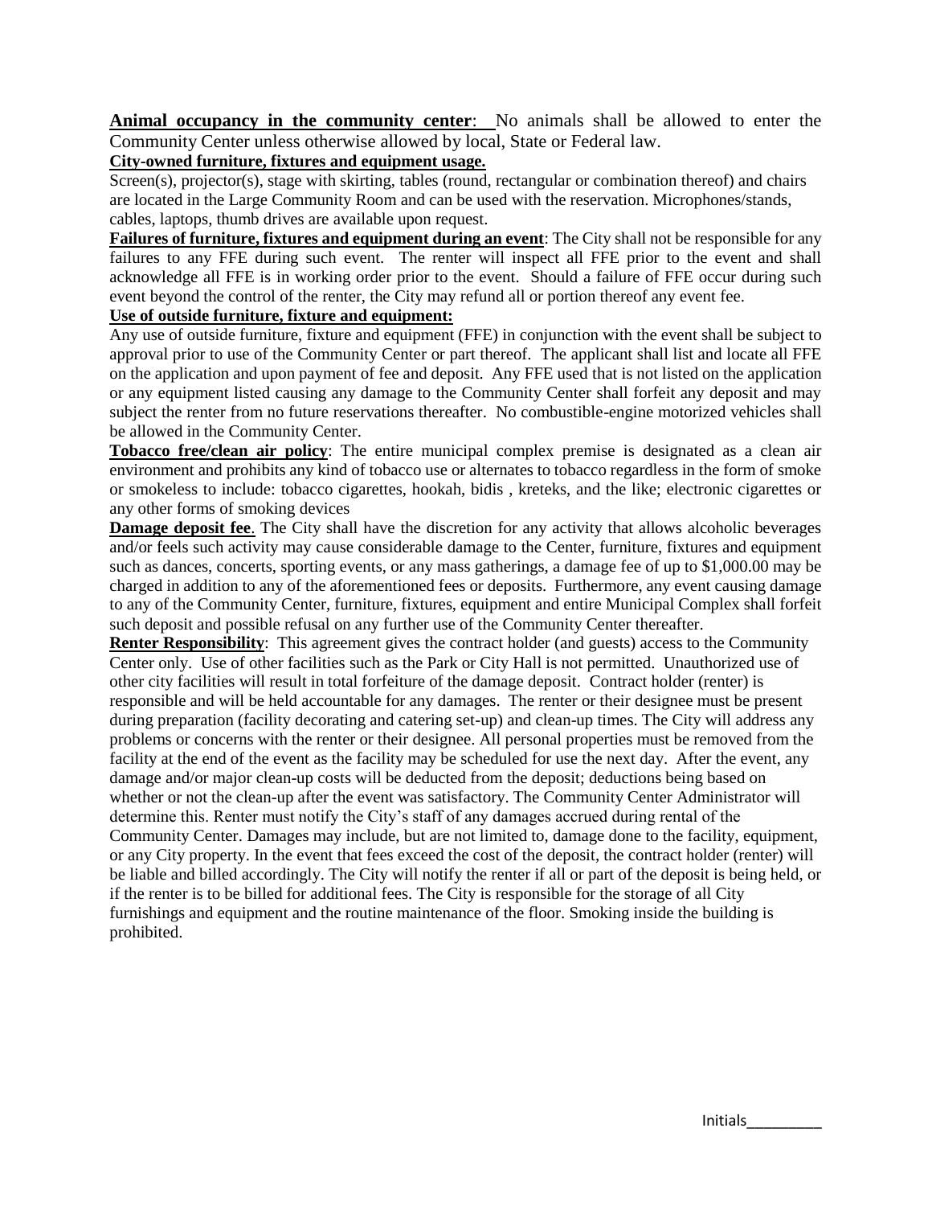**Animal occupancy in the community center**: No animals shall be allowed to enter the Community Center unless otherwise allowed by local, State or Federal law.

**City-owned furniture, fixtures and equipment usage.**

Screen(s), projector(s), stage with skirting, tables (round, rectangular or combination thereof) and chairs are located in the Large Community Room and can be used with the reservation. Microphones/stands, cables, laptops, thumb drives are available upon request.

**Failures of furniture, fixtures and equipment during an event**: The City shall not be responsible for any failures to any FFE during such event. The renter will inspect all FFE prior to the event and shall acknowledge all FFE is in working order prior to the event. Should a failure of FFE occur during such event beyond the control of the renter, the City may refund all or portion thereof any event fee.

**Use of outside furniture, fixture and equipment:**

Any use of outside furniture, fixture and equipment (FFE) in conjunction with the event shall be subject to approval prior to use of the Community Center or part thereof. The applicant shall list and locate all FFE on the application and upon payment of fee and deposit. Any FFE used that is not listed on the application or any equipment listed causing any damage to the Community Center shall forfeit any deposit and may subject the renter from no future reservations thereafter. No combustible-engine motorized vehicles shall be allowed in the Community Center.

**Tobacco free/clean air policy**: The entire municipal complex premise is designated as a clean air environment and prohibits any kind of tobacco use or alternates to tobacco regardless in the form of smoke or smokeless to include: tobacco cigarettes, hookah, bidis , kreteks, and the like; electronic cigarettes or any other forms of smoking devices

**Damage deposit fee**. The City shall have the discretion for any activity that allows alcoholic beverages and/or feels such activity may cause considerable damage to the Center, furniture, fixtures and equipment such as dances, concerts, sporting events, or any mass gatherings, a damage fee of up to $1,000.00 may be charged in addition to any of the aforementioned fees or deposits. Furthermore, any event causing damage to any of the Community Center, furniture, fixtures, equipment and entire Municipal Complex shall forfeit such deposit and possible refusal on any further use of the Community Center thereafter.

**Renter Responsibility**: This agreement gives the contract holder (and guests) access to the Community Center only. Use of other facilities such as the Park or City Hall is not permitted. Unauthorized use of other city facilities will result in total forfeiture of the damage deposit. Contract holder (renter) is responsible and will be held accountable for any damages. The renter or their designee must be present during preparation (facility decorating and catering set-up) and clean-up times. The City will address any problems or concerns with the renter or their designee. All personal properties must be removed from the facility at the end of the event as the facility may be scheduled for use the next day. After the event, any damage and/or major clean-up costs will be deducted from the deposit; deductions being based on whether or not the clean-up after the event was satisfactory. The Community Center Administrator will determine this. Renter must notify the City's staff of any damages accrued during rental of the Community Center. Damages may include, but are not limited to, damage done to the facility, equipment, or any City property. In the event that fees exceed the cost of the deposit, the contract holder (renter) will be liable and billed accordingly. The City will notify the renter if all or part of the deposit is being held, or if the renter is to be billed for additional fees. The City is responsible for the storage of all City furnishings and equipment and the routine maintenance of the floor. Smoking inside the building is prohibited.

Initials_________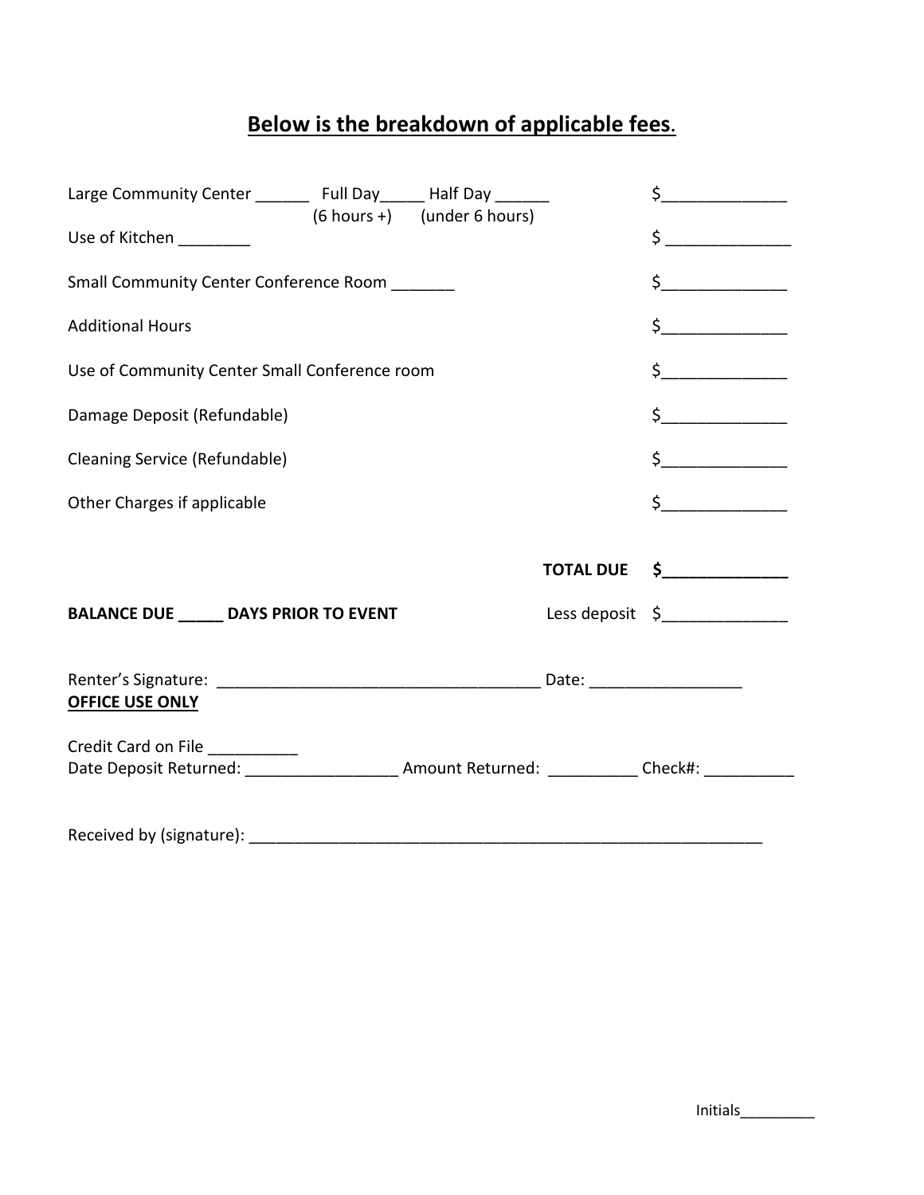## Below is the breakdown of applicable fees.

Large Community Center ______ Full Day_____ Half Day ______ $______________
(6 hours +) (under 6 hours)

Use of Kitchen ________ $ ______________

Small Community Center Conference Room _______ $______________

Additional Hours $______________

Use of Community Center Small Conference room $______________

Damage Deposit (Refundable) $______________

Cleaning Service (Refundable) $______________

Other Charges if applicable $______________

**TOTAL DUE $______________**

**BALANCE DUE _____ DAYS PRIOR TO EVENT** Less deposit $______________

Renter's Signature: ____________________________________ Date: _________________

**OFFICE USE ONLY**

Credit Card on File __________

Date Deposit Returned: _________________ Amount Returned: __________ Check#: __________

Received by (signature): ___________________________________________________________

Initials_________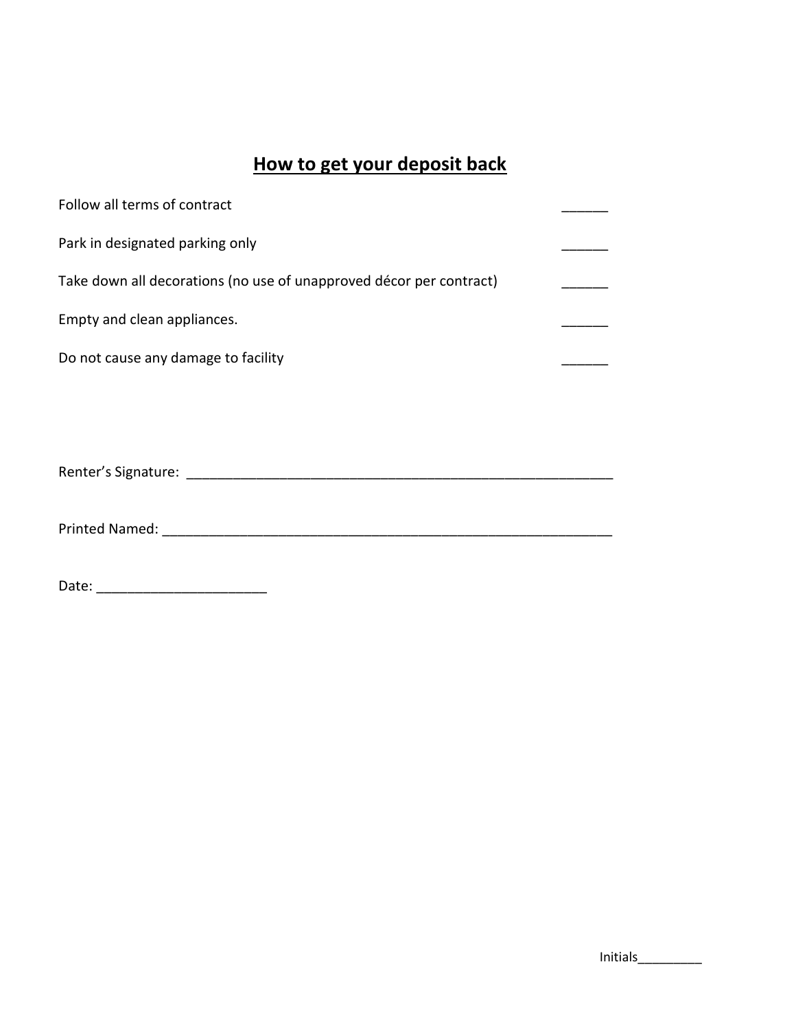## How to get your deposit back

Follow all terms of contract ______

Park in designated parking only ______

Take down all decorations (no use of unapproved décor per contract) ______

Empty and clean appliances. ______

Do not cause any damage to facility ______

Renter's Signature: ________________________________________________________

Printed Named: ____________________________________________________________

Date: ______________________

Initials_________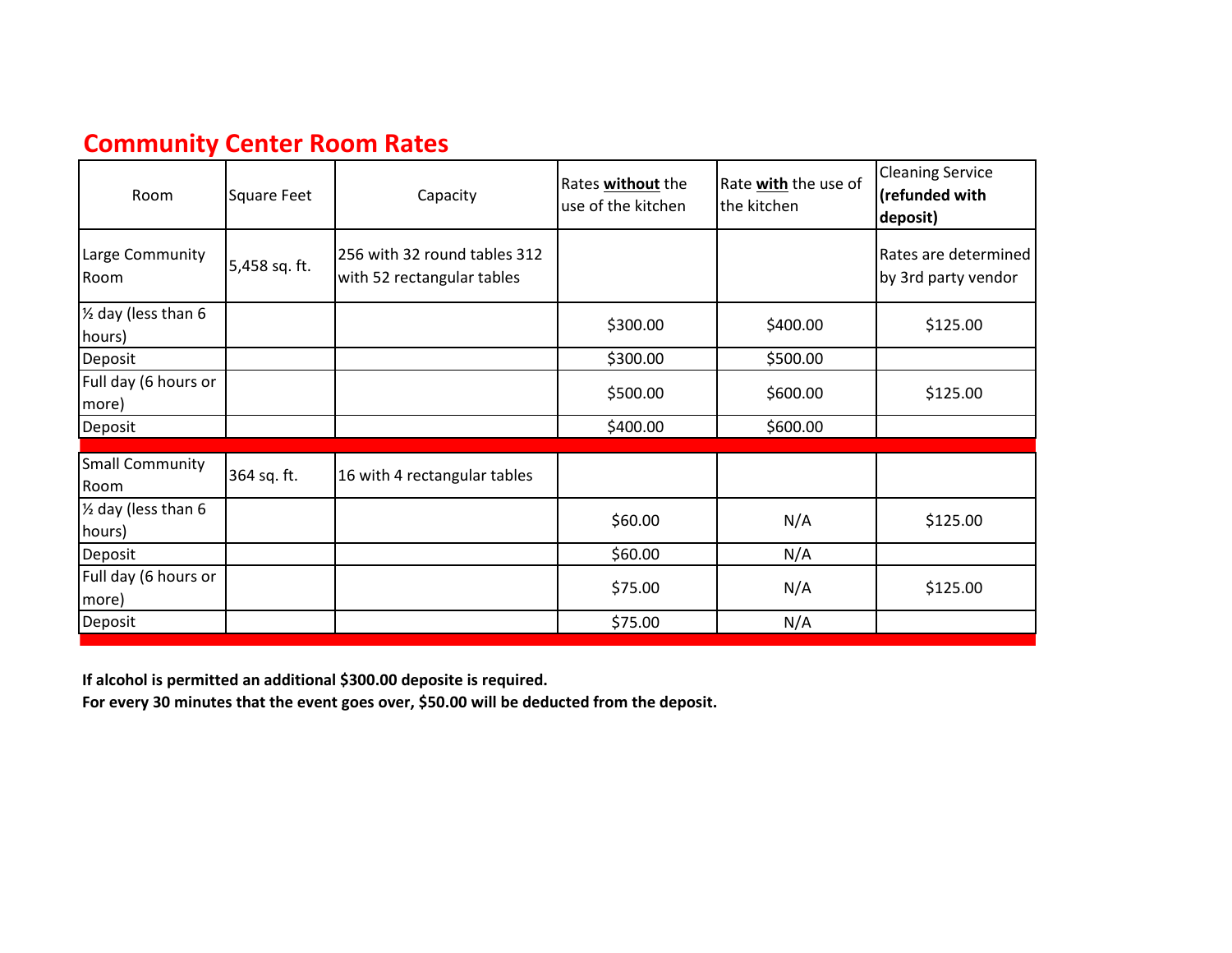## Community Center Room Rates

| Room | Square Feet | Capacity | Rates **without** the use of the kitchen | Rate **with** the use of the kitchen | Cleaning Service **(refunded with deposit)** |
|---|---|---|---|---|---|
| Large Community Room | 5,458 sq. ft. | 256 with 32 round tables 312 with 52 rectangular tables | | | Rates are determined by 3rd party vendor |
| ½ day (less than 6 hours) | | | $300.00 | $400.00 | $125.00 |
| Deposit | | | $300.00 | $500.00 | |
| Full day (6 hours or more) | | | $500.00 | $600.00 | $125.00 |
| Deposit | | | $400.00 | $600.00 | |
| Small Community Room | 364 sq. ft. | 16 with 4 rectangular tables | | | |
| ½ day (less than 6 hours) | | | $60.00 | N/A | $125.00 |
| Deposit | | | $60.00 | N/A | |
| Full day (6 hours or more) | | | $75.00 | N/A | $125.00 |
| Deposit | | | $75.00 | N/A | |

**If alcohol is permitted an additional $300.00 deposite is required.**
**For every 30 minutes that the event goes over, $50.00 will be deducted from the deposit.**